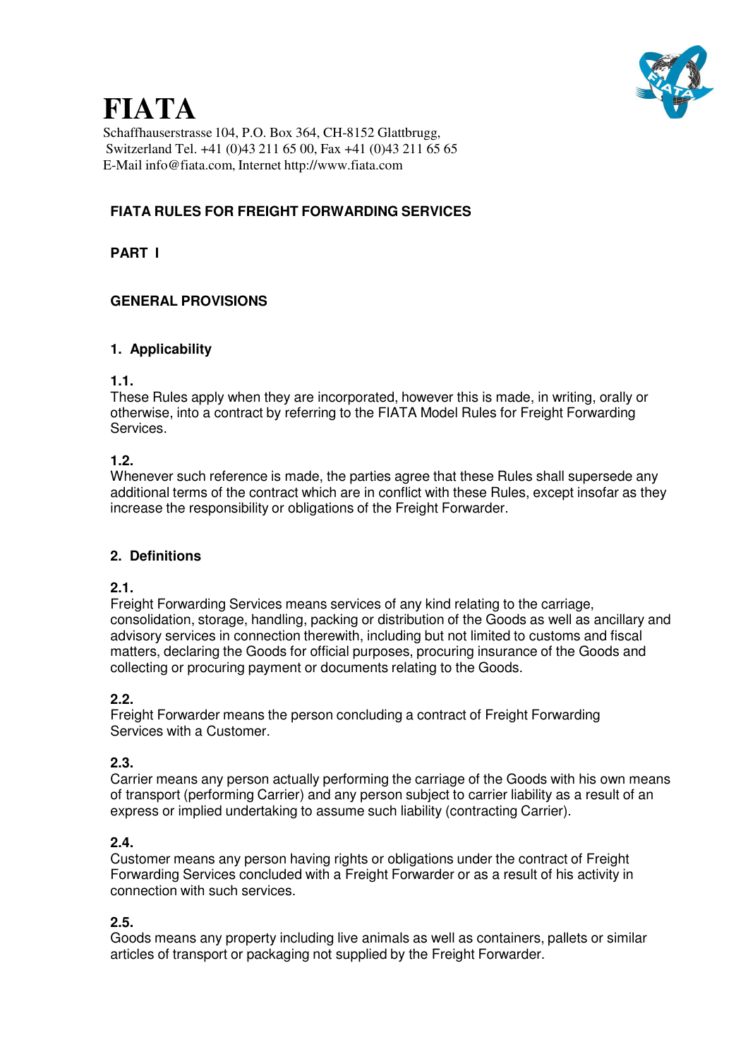# FIATA

Schaffhauserstrasse 104, P.O. Box 364, CH-8152 Glattbrugg,
Switzerland Tel. +41 (0)43 211 65 00, Fax +41 (0)43 211 65 65
E-Mail info@fiata.com, Internet http://www.fiata.com

## FIATA RULES FOR FREIGHT FORWARDING SERVICES

## PART I

## GENERAL PROVISIONS

### 1. Applicability

**1.1.**
These Rules apply when they are incorporated, however this is made, in writing, orally or otherwise, into a contract by referring to the FIATA Model Rules for Freight Forwarding Services.

**1.2.**
Whenever such reference is made, the parties agree that these Rules shall supersede any additional terms of the contract which are in conflict with these Rules, except insofar as they increase the responsibility or obligations of the Freight Forwarder.

### 2. Definitions

**2.1.**
Freight Forwarding Services means services of any kind relating to the carriage, consolidation, storage, handling, packing or distribution of the Goods as well as ancillary and advisory services in connection therewith, including but not limited to customs and fiscal matters, declaring the Goods for official purposes, procuring insurance of the Goods and collecting or procuring payment or documents relating to the Goods.

**2.2.**
Freight Forwarder means the person concluding a contract of Freight Forwarding Services with a Customer.

**2.3.**
Carrier means any person actually performing the carriage of the Goods with his own means of transport (performing Carrier) and any person subject to carrier liability as a result of an express or implied undertaking to assume such liability (contracting Carrier).

**2.4.**
Customer means any person having rights or obligations under the contract of Freight Forwarding Services concluded with a Freight Forwarder or as a result of his activity in connection with such services.

**2.5.**
Goods means any property including live animals as well as containers, pallets or similar articles of transport or packaging not supplied by the Freight Forwarder.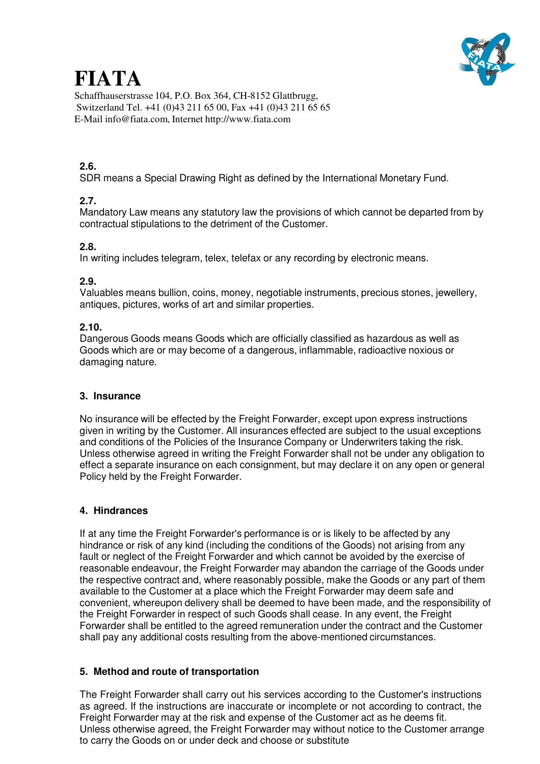**2.6.**
SDR means a Special Drawing Right as defined by the International Monetary Fund.

**2.7.**
Mandatory Law means any statutory law the provisions of which cannot be departed from by contractual stipulations to the detriment of the Customer.

**2.8.**
In writing includes telegram, telex, telefax or any recording by electronic means.

**2.9.**
Valuables means bullion, coins, money, negotiable instruments, precious stones, jewellery, antiques, pictures, works of art and similar properties.

**2.10.**
Dangerous Goods means Goods which are officially classified as hazardous as well as Goods which are or may become of a dangerous, inflammable, radioactive noxious or damaging nature.

## 3. Insurance

No insurance will be effected by the Freight Forwarder, except upon express instructions given in writing by the Customer. All insurances effected are subject to the usual exceptions and conditions of the Policies of the Insurance Company or Underwriters taking the risk. Unless otherwise agreed in writing the Freight Forwarder shall not be under any obligation to effect a separate insurance on each consignment, but may declare it on any open or general Policy held by the Freight Forwarder.

## 4. Hindrances

If at any time the Freight Forwarder's performance is or is likely to be affected by any hindrance or risk of any kind (including the conditions of the Goods) not arising from any fault or neglect of the Freight Forwarder and which cannot be avoided by the exercise of reasonable endeavour, the Freight Forwarder may abandon the carriage of the Goods under the respective contract and, where reasonably possible, make the Goods or any part of them available to the Customer at a place which the Freight Forwarder may deem safe and convenient, whereupon delivery shall be deemed to have been made, and the responsibility of the Freight Forwarder in respect of such Goods shall cease. In any event, the Freight Forwarder shall be entitled to the agreed remuneration under the contract and the Customer shall pay any additional costs resulting from the above-mentioned circumstances.

## 5. Method and route of transportation

The Freight Forwarder shall carry out his services according to the Customer's instructions as agreed. If the instructions are inaccurate or incomplete or not according to contract, the Freight Forwarder may at the risk and expense of the Customer act as he deems fit.
Unless otherwise agreed, the Freight Forwarder may without notice to the Customer arrange to carry the Goods on or under deck and choose or substitute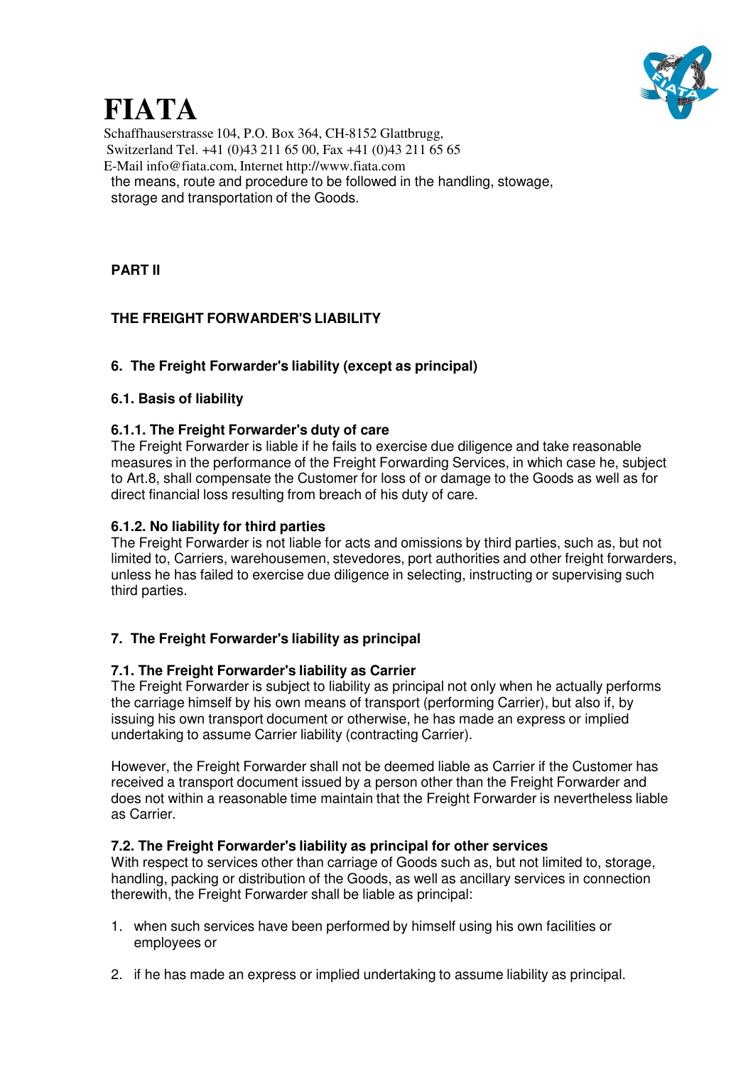the means, route and procedure to be followed in the handling, stowage, storage and transportation of the Goods.

## PART II

## THE FREIGHT FORWARDER'S LIABILITY

### 6. The Freight Forwarder's liability (except as principal)

#### 6.1. Basis of liability

**6.1.1. The Freight Forwarder's duty of care**

The Freight Forwarder is liable if he fails to exercise due diligence and take reasonable measures in the performance of the Freight Forwarding Services, in which case he, subject to Art.8, shall compensate the Customer for loss of or damage to the Goods as well as for direct financial loss resulting from breach of his duty of care.

**6.1.2. No liability for third parties**

The Freight Forwarder is not liable for acts and omissions by third parties, such as, but not limited to, Carriers, warehousemen, stevedores, port authorities and other freight forwarders, unless he has failed to exercise due diligence in selecting, instructing or supervising such third parties.

### 7. The Freight Forwarder's liability as principal

#### 7.1. The Freight Forwarder's liability as Carrier

The Freight Forwarder is subject to liability as principal not only when he actually performs the carriage himself by his own means of transport (performing Carrier), but also if, by issuing his own transport document or otherwise, he has made an express or implied undertaking to assume Carrier liability (contracting Carrier).

However, the Freight Forwarder shall not be deemed liable as Carrier if the Customer has received a transport document issued by a person other than the Freight Forwarder and does not within a reasonable time maintain that the Freight Forwarder is nevertheless liable as Carrier.

#### 7.2. The Freight Forwarder's liability as principal for other services

With respect to services other than carriage of Goods such as, but not limited to, storage, handling, packing or distribution of the Goods, as well as ancillary services in connection therewith, the Freight Forwarder shall be liable as principal:

1. when such services have been performed by himself using his own facilities or employees or
2. if he has made an express or implied undertaking to assume liability as principal.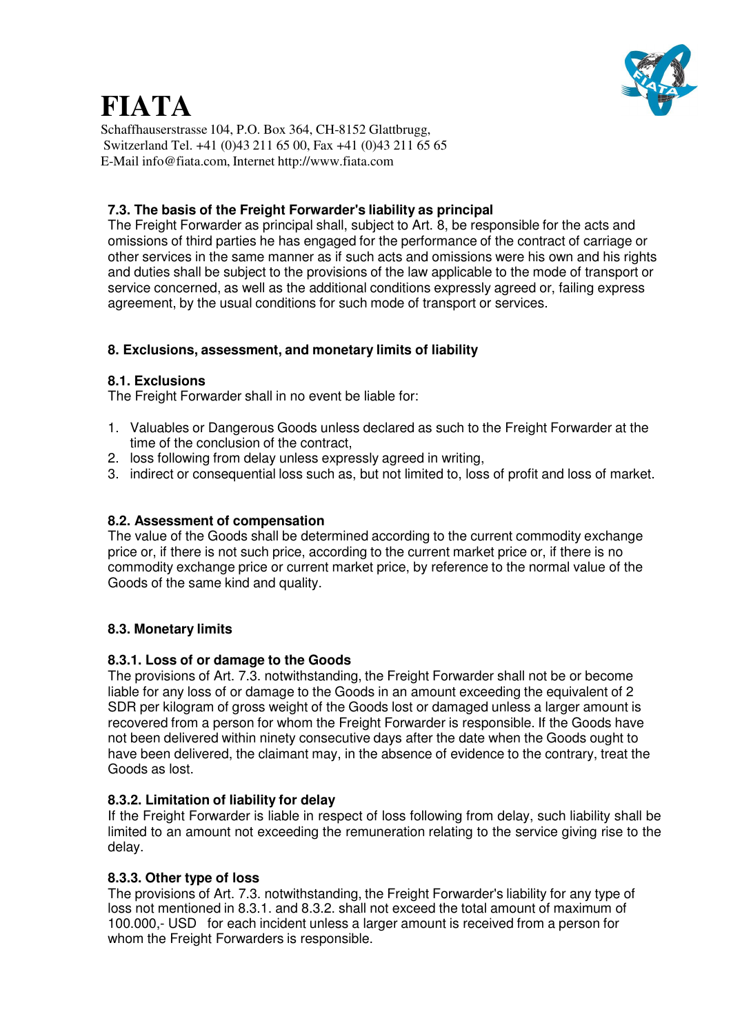### 7.3. The basis of the Freight Forwarder's liability as principal

The Freight Forwarder as principal shall, subject to Art. 8, be responsible for the acts and omissions of third parties he has engaged for the performance of the contract of carriage or other services in the same manner as if such acts and omissions were his own and his rights and duties shall be subject to the provisions of the law applicable to the mode of transport or service concerned, as well as the additional conditions expressly agreed or, failing express agreement, by the usual conditions for such mode of transport or services.

## 8. Exclusions, assessment, and monetary limits of liability

### 8.1. Exclusions

The Freight Forwarder shall in no event be liable for:

1. Valuables or Dangerous Goods unless declared as such to the Freight Forwarder at the time of the conclusion of the contract,
2. loss following from delay unless expressly agreed in writing,
3. indirect or consequential loss such as, but not limited to, loss of profit and loss of market.

### 8.2. Assessment of compensation

The value of the Goods shall be determined according to the current commodity exchange price or, if there is not such price, according to the current market price or, if there is no commodity exchange price or current market price, by reference to the normal value of the Goods of the same kind and quality.

### 8.3. Monetary limits

#### 8.3.1. Loss of or damage to the Goods

The provisions of Art. 7.3. notwithstanding, the Freight Forwarder shall not be or become liable for any loss of or damage to the Goods in an amount exceeding the equivalent of 2 SDR per kilogram of gross weight of the Goods lost or damaged unless a larger amount is recovered from a person for whom the Freight Forwarder is responsible. If the Goods have not been delivered within ninety consecutive days after the date when the Goods ought to have been delivered, the claimant may, in the absence of evidence to the contrary, treat the Goods as lost.

#### 8.3.2. Limitation of liability for delay

If the Freight Forwarder is liable in respect of loss following from delay, such liability shall be limited to an amount not exceeding the remuneration relating to the service giving rise to the delay.

#### 8.3.3. Other type of loss

The provisions of Art. 7.3. notwithstanding, the Freight Forwarder's liability for any type of loss not mentioned in 8.3.1. and 8.3.2. shall not exceed the total amount of maximum of 100.000,- USD for each incident unless a larger amount is received from a person for whom the Freight Forwarders is responsible.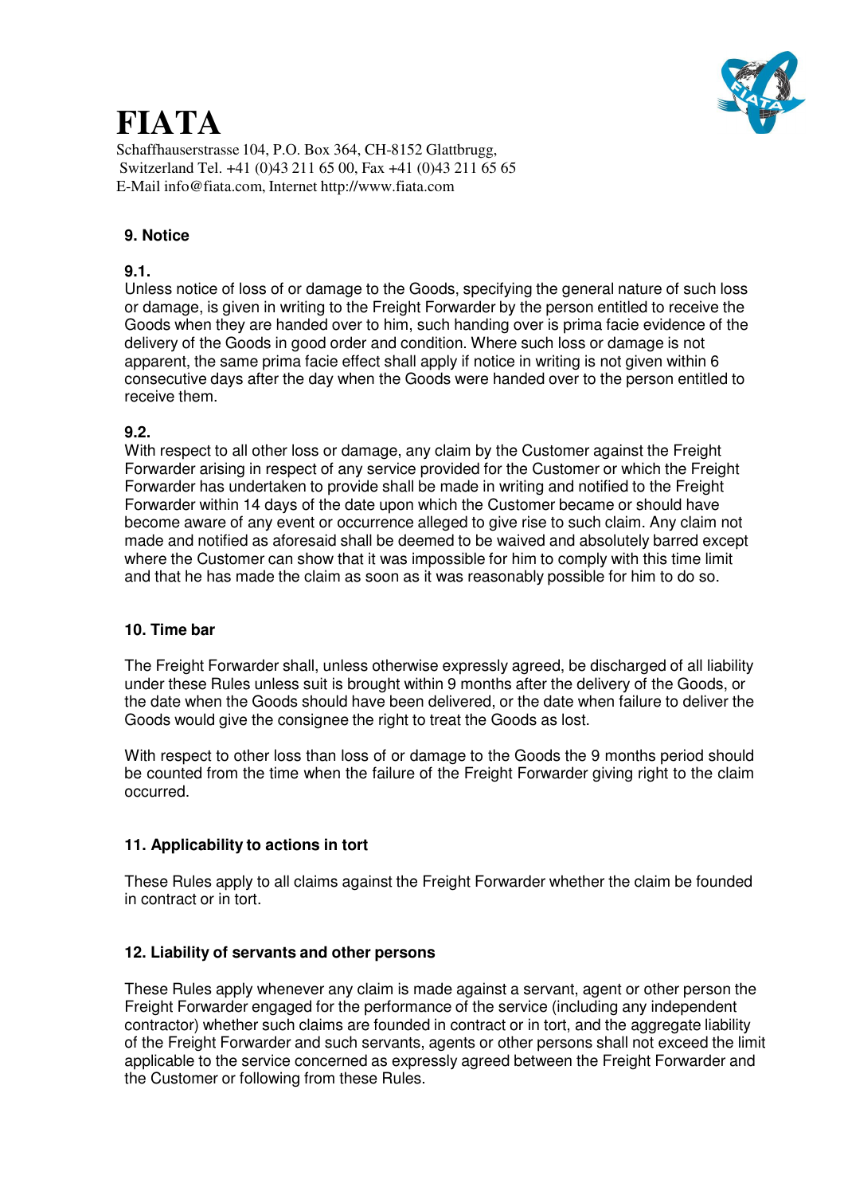# FIATA

Schaffhauserstrasse 104, P.O. Box 364, CH-8152 Glattbrugg, Switzerland Tel. +41 (0)43 211 65 00, Fax +41 (0)43 211 65 65
E-Mail info@fiata.com, Internet http://www.fiata.com

## 9. Notice

### 9.1.

Unless notice of loss of or damage to the Goods, specifying the general nature of such loss or damage, is given in writing to the Freight Forwarder by the person entitled to receive the Goods when they are handed over to him, such handing over is prima facie evidence of the delivery of the Goods in good order and condition. Where such loss or damage is not apparent, the same prima facie effect shall apply if notice in writing is not given within 6 consecutive days after the day when the Goods were handed over to the person entitled to receive them.

### 9.2.

With respect to all other loss or damage, any claim by the Customer against the Freight Forwarder arising in respect of any service provided for the Customer or which the Freight Forwarder has undertaken to provide shall be made in writing and notified to the Freight Forwarder within 14 days of the date upon which the Customer became or should have become aware of any event or occurrence alleged to give rise to such claim. Any claim not made and notified as aforesaid shall be deemed to be waived and absolutely barred except where the Customer can show that it was impossible for him to comply with this time limit and that he has made the claim as soon as it was reasonably possible for him to do so.

## 10. Time bar

The Freight Forwarder shall, unless otherwise expressly agreed, be discharged of all liability under these Rules unless suit is brought within 9 months after the delivery of the Goods, or the date when the Goods should have been delivered, or the date when failure to deliver the Goods would give the consignee the right to treat the Goods as lost.

With respect to other loss than loss of or damage to the Goods the 9 months period should be counted from the time when the failure of the Freight Forwarder giving right to the claim occurred.

## 11. Applicability to actions in tort

These Rules apply to all claims against the Freight Forwarder whether the claim be founded in contract or in tort.

## 12. Liability of servants and other persons

These Rules apply whenever any claim is made against a servant, agent or other person the Freight Forwarder engaged for the performance of the service (including any independent contractor) whether such claims are founded in contract or in tort, and the aggregate liability of the Freight Forwarder and such servants, agents or other persons shall not exceed the limit applicable to the service concerned as expressly agreed between the Freight Forwarder and the Customer or following from these Rules.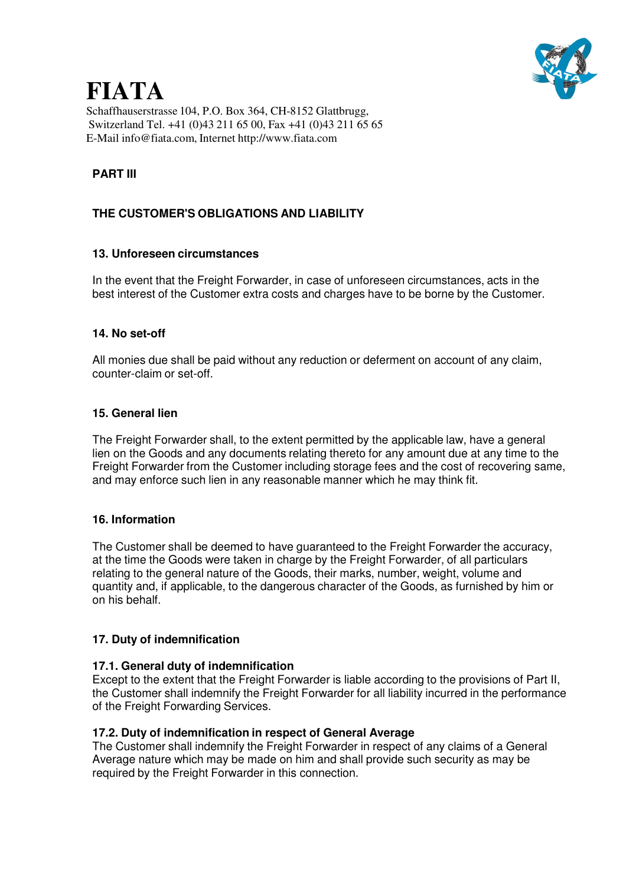# FIATA

Schaffhauserstrasse 104, P.O. Box 364, CH-8152 Glattbrugg, Switzerland Tel. +41 (0)43 211 65 00, Fax +41 (0)43 211 65 65
E-Mail info@fiata.com, Internet http://www.fiata.com

## PART III

## THE CUSTOMER'S OBLIGATIONS AND LIABILITY

### 13. Unforeseen circumstances

In the event that the Freight Forwarder, in case of unforeseen circumstances, acts in the best interest of the Customer extra costs and charges have to be borne by the Customer.

### 14. No set-off

All monies due shall be paid without any reduction or deferment on account of any claim, counter-claim or set-off.

### 15. General lien

The Freight Forwarder shall, to the extent permitted by the applicable law, have a general lien on the Goods and any documents relating thereto for any amount due at any time to the Freight Forwarder from the Customer including storage fees and the cost of recovering same, and may enforce such lien in any reasonable manner which he may think fit.

### 16. Information

The Customer shall be deemed to have guaranteed to the Freight Forwarder the accuracy, at the time the Goods were taken in charge by the Freight Forwarder, of all particulars relating to the general nature of the Goods, their marks, number, weight, volume and quantity and, if applicable, to the dangerous character of the Goods, as furnished by him or on his behalf.

### 17. Duty of indemnification

#### 17.1. General duty of indemnification

Except to the extent that the Freight Forwarder is liable according to the provisions of Part II, the Customer shall indemnify the Freight Forwarder for all liability incurred in the performance of the Freight Forwarding Services.

#### 17.2. Duty of indemnification in respect of General Average

The Customer shall indemnify the Freight Forwarder in respect of any claims of a General Average nature which may be made on him and shall provide such security as may be required by the Freight Forwarder in this connection.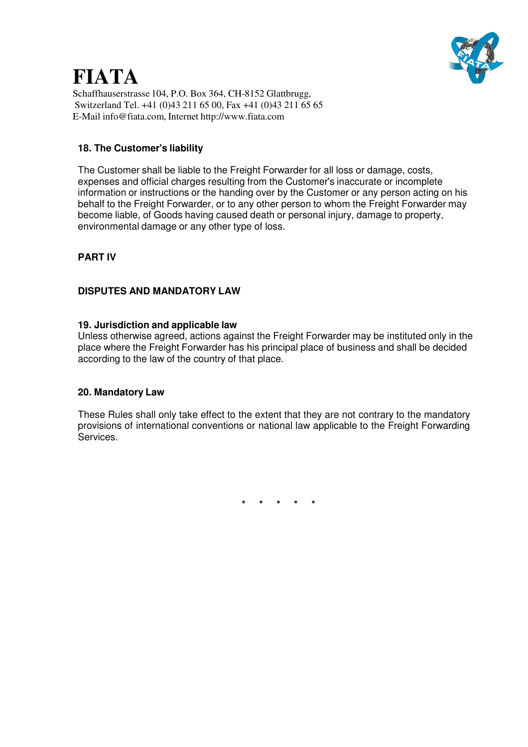# FIATA

Schaffhauserstrasse 104, P.O. Box 364, CH-8152 Glattbrugg, Switzerland Tel. +41 (0)43 211 65 00, Fax +41 (0)43 211 65 65
E-Mail info@fiata.com, Internet http://www.fiata.com

### 18. The Customer's liability

The Customer shall be liable to the Freight Forwarder for all loss or damage, costs, expenses and official charges resulting from the Customer's inaccurate or incomplete information or instructions or the handing over by the Customer or any person acting on his behalf to the Freight Forwarder, or to any other person to whom the Freight Forwarder may become liable, of Goods having caused death or personal injury, damage to property, environmental damage or any other type of loss.

## PART IV

## DISPUTES AND MANDATORY LAW

### 19. Jurisdiction and applicable law

Unless otherwise agreed, actions against the Freight Forwarder may be instituted only in the place where the Freight Forwarder has his principal place of business and shall be decided according to the law of the country of that place.

### 20. Mandatory Law

These Rules shall only take effect to the extent that they are not contrary to the mandatory provisions of international conventions or national law applicable to the Freight Forwarding Services.

* * * * *